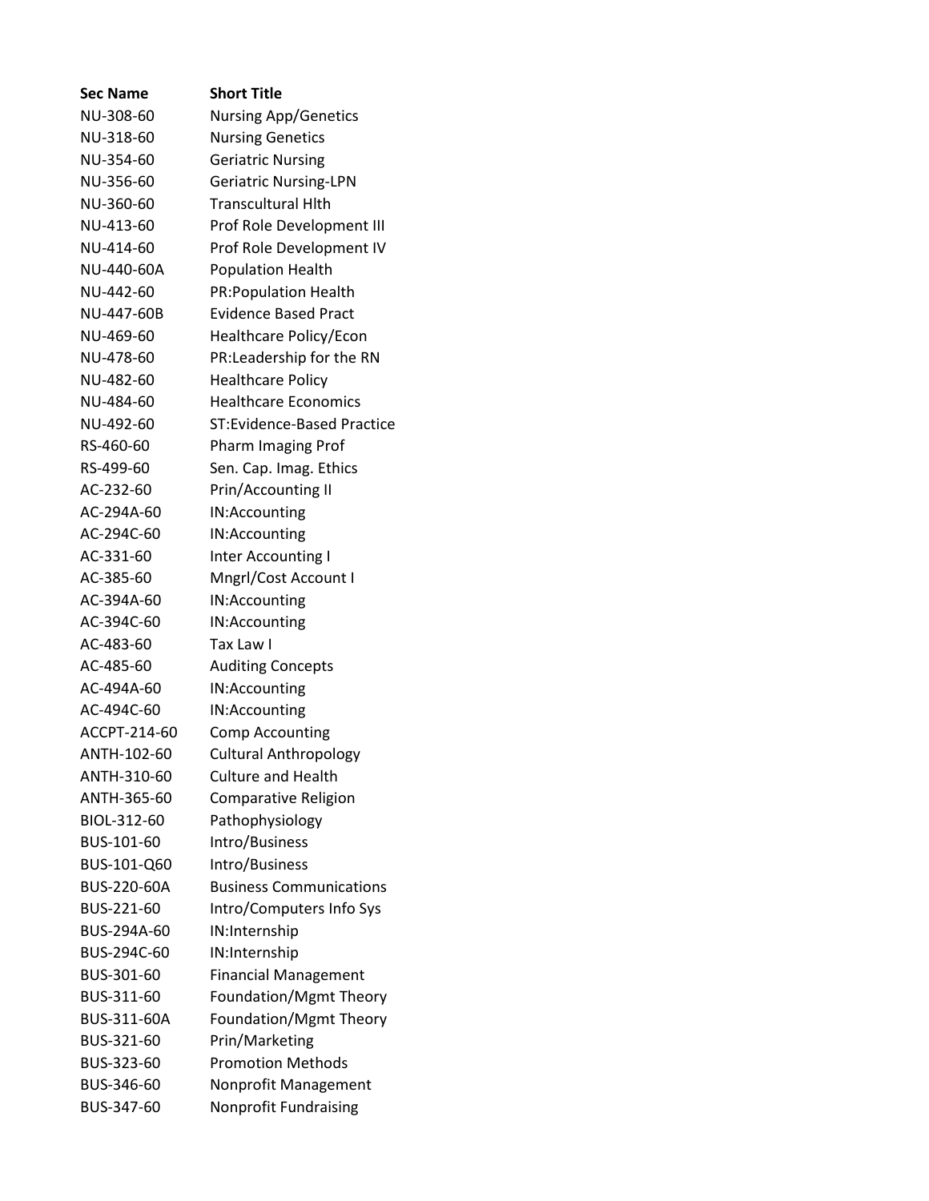| Sec Name | Short Title |
|---|---|
| NU-308-60 | Nursing App/Genetics |
| NU-318-60 | Nursing Genetics |
| NU-354-60 | Geriatric Nursing |
| NU-356-60 | Geriatric Nursing-LPN |
| NU-360-60 | Transcultural Hlth |
| NU-413-60 | Prof Role Development III |
| NU-414-60 | Prof Role Development IV |
| NU-440-60A | Population Health |
| NU-442-60 | PR:Population Health |
| NU-447-60B | Evidence Based Pract |
| NU-469-60 | Healthcare Policy/Econ |
| NU-478-60 | PR:Leadership for the RN |
| NU-482-60 | Healthcare Policy |
| NU-484-60 | Healthcare Economics |
| NU-492-60 | ST:Evidence-Based Practice |
| RS-460-60 | Pharm Imaging Prof |
| RS-499-60 | Sen. Cap. Imag. Ethics |
| AC-232-60 | Prin/Accounting II |
| AC-294A-60 | IN:Accounting |
| AC-294C-60 | IN:Accounting |
| AC-331-60 | Inter Accounting I |
| AC-385-60 | Mngrl/Cost Account I |
| AC-394A-60 | IN:Accounting |
| AC-394C-60 | IN:Accounting |
| AC-483-60 | Tax Law I |
| AC-485-60 | Auditing Concepts |
| AC-494A-60 | IN:Accounting |
| AC-494C-60 | IN:Accounting |
| ACCPT-214-60 | Comp Accounting |
| ANTH-102-60 | Cultural Anthropology |
| ANTH-310-60 | Culture and Health |
| ANTH-365-60 | Comparative Religion |
| BIOL-312-60 | Pathophysiology |
| BUS-101-60 | Intro/Business |
| BUS-101-Q60 | Intro/Business |
| BUS-220-60A | Business Communications |
| BUS-221-60 | Intro/Computers Info Sys |
| BUS-294A-60 | IN:Internship |
| BUS-294C-60 | IN:Internship |
| BUS-301-60 | Financial Management |
| BUS-311-60 | Foundation/Mgmt Theory |
| BUS-311-60A | Foundation/Mgmt Theory |
| BUS-321-60 | Prin/Marketing |
| BUS-323-60 | Promotion Methods |
| BUS-346-60 | Nonprofit Management |
| BUS-347-60 | Nonprofit Fundraising |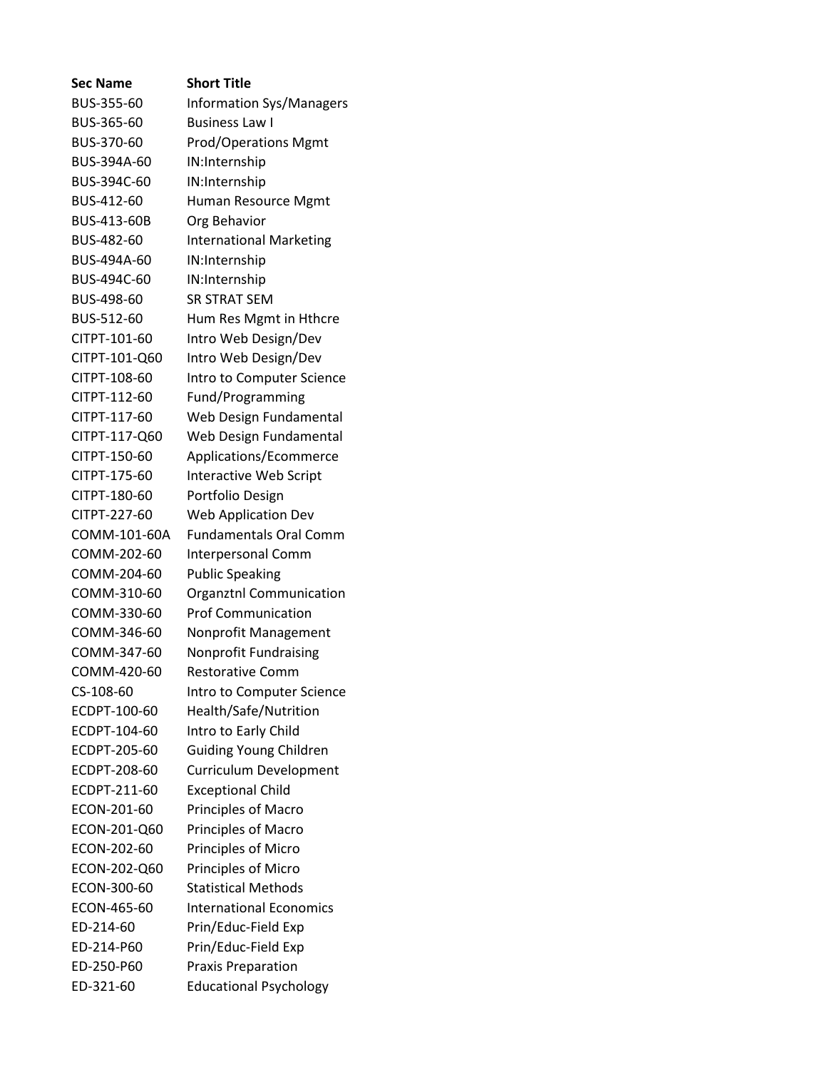| Sec Name | Short Title |
|---|---|
| BUS-355-60 | Information Sys/Managers |
| BUS-365-60 | Business Law I |
| BUS-370-60 | Prod/Operations Mgmt |
| BUS-394A-60 | IN:Internship |
| BUS-394C-60 | IN:Internship |
| BUS-412-60 | Human Resource Mgmt |
| BUS-413-60B | Org Behavior |
| BUS-482-60 | International Marketing |
| BUS-494A-60 | IN:Internship |
| BUS-494C-60 | IN:Internship |
| BUS-498-60 | SR STRAT SEM |
| BUS-512-60 | Hum Res Mgmt in Hthcre |
| CITPT-101-60 | Intro Web Design/Dev |
| CITPT-101-Q60 | Intro Web Design/Dev |
| CITPT-108-60 | Intro to Computer Science |
| CITPT-112-60 | Fund/Programming |
| CITPT-117-60 | Web Design Fundamental |
| CITPT-117-Q60 | Web Design Fundamental |
| CITPT-150-60 | Applications/Ecommerce |
| CITPT-175-60 | Interactive Web Script |
| CITPT-180-60 | Portfolio Design |
| CITPT-227-60 | Web Application Dev |
| COMM-101-60A | Fundamentals Oral Comm |
| COMM-202-60 | Interpersonal Comm |
| COMM-204-60 | Public Speaking |
| COMM-310-60 | Organztnl Communication |
| COMM-330-60 | Prof Communication |
| COMM-346-60 | Nonprofit Management |
| COMM-347-60 | Nonprofit Fundraising |
| COMM-420-60 | Restorative Comm |
| CS-108-60 | Intro to Computer Science |
| ECDPT-100-60 | Health/Safe/Nutrition |
| ECDPT-104-60 | Intro to Early Child |
| ECDPT-205-60 | Guiding Young Children |
| ECDPT-208-60 | Curriculum Development |
| ECDPT-211-60 | Exceptional Child |
| ECON-201-60 | Principles of Macro |
| ECON-201-Q60 | Principles of Macro |
| ECON-202-60 | Principles of Micro |
| ECON-202-Q60 | Principles of Micro |
| ECON-300-60 | Statistical Methods |
| ECON-465-60 | International Economics |
| ED-214-60 | Prin/Educ-Field Exp |
| ED-214-P60 | Prin/Educ-Field Exp |
| ED-250-P60 | Praxis Preparation |
| ED-321-60 | Educational Psychology |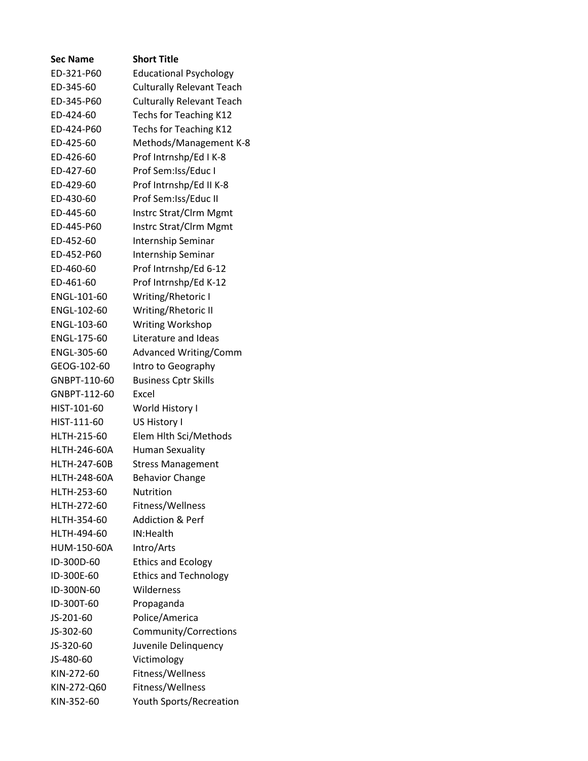| Sec Name | Short Title |
|---|---|
| ED-321-P60 | Educational Psychology |
| ED-345-60 | Culturally Relevant Teach |
| ED-345-P60 | Culturally Relevant Teach |
| ED-424-60 | Techs for Teaching K12 |
| ED-424-P60 | Techs for Teaching K12 |
| ED-425-60 | Methods/Management K-8 |
| ED-426-60 | Prof Intrnshp/Ed I K-8 |
| ED-427-60 | Prof Sem:Iss/Educ I |
| ED-429-60 | Prof Intrnshp/Ed II K-8 |
| ED-430-60 | Prof Sem:Iss/Educ II |
| ED-445-60 | Instrc Strat/Clrm Mgmt |
| ED-445-P60 | Instrc Strat/Clrm Mgmt |
| ED-452-60 | Internship Seminar |
| ED-452-P60 | Internship Seminar |
| ED-460-60 | Prof Intrnshp/Ed 6-12 |
| ED-461-60 | Prof Intrnshp/Ed K-12 |
| ENGL-101-60 | Writing/Rhetoric I |
| ENGL-102-60 | Writing/Rhetoric II |
| ENGL-103-60 | Writing Workshop |
| ENGL-175-60 | Literature and Ideas |
| ENGL-305-60 | Advanced Writing/Comm |
| GEOG-102-60 | Intro to Geography |
| GNBPT-110-60 | Business Cptr Skills |
| GNBPT-112-60 | Excel |
| HIST-101-60 | World History I |
| HIST-111-60 | US History I |
| HLTH-215-60 | Elem Hlth Sci/Methods |
| HLTH-246-60A | Human Sexuality |
| HLTH-247-60B | Stress Management |
| HLTH-248-60A | Behavior Change |
| HLTH-253-60 | Nutrition |
| HLTH-272-60 | Fitness/Wellness |
| HLTH-354-60 | Addiction & Perf |
| HLTH-494-60 | IN:Health |
| HUM-150-60A | Intro/Arts |
| ID-300D-60 | Ethics and Ecology |
| ID-300E-60 | Ethics and Technology |
| ID-300N-60 | Wilderness |
| ID-300T-60 | Propaganda |
| JS-201-60 | Police/America |
| JS-302-60 | Community/Corrections |
| JS-320-60 | Juvenile Delinquency |
| JS-480-60 | Victimology |
| KIN-272-60 | Fitness/Wellness |
| KIN-272-Q60 | Fitness/Wellness |
| KIN-352-60 | Youth Sports/Recreation |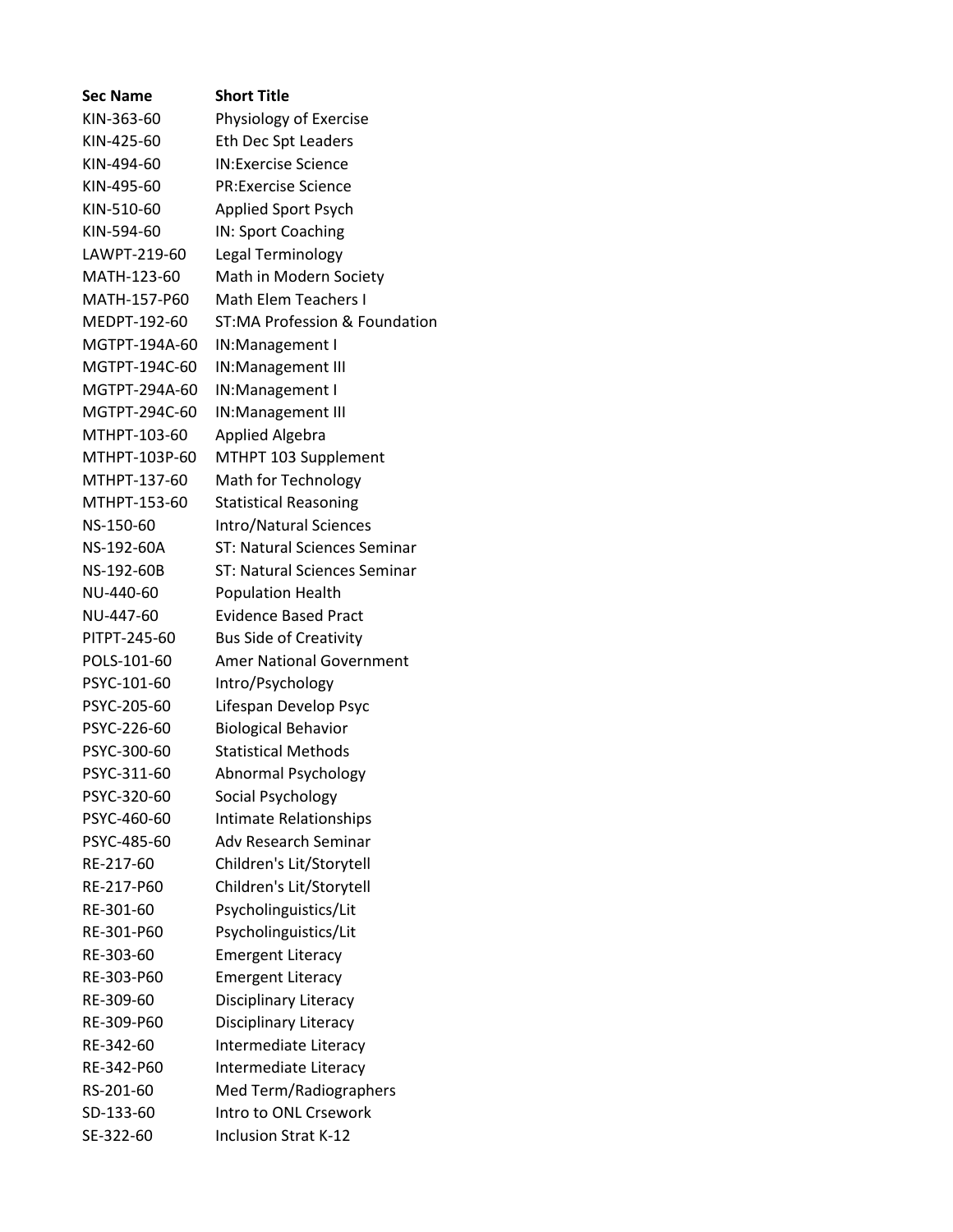| Sec Name | Short Title |
| --- | --- |
| KIN-363-60 | Physiology of Exercise |
| KIN-425-60 | Eth Dec Spt Leaders |
| KIN-494-60 | IN:Exercise Science |
| KIN-495-60 | PR:Exercise Science |
| KIN-510-60 | Applied Sport Psych |
| KIN-594-60 | IN: Sport Coaching |
| LAWPT-219-60 | Legal Terminology |
| MATH-123-60 | Math in Modern Society |
| MATH-157-P60 | Math Elem Teachers I |
| MEDPT-192-60 | ST:MA Profession & Foundation |
| MGTPT-194A-60 | IN:Management I |
| MGTPT-194C-60 | IN:Management III |
| MGTPT-294A-60 | IN:Management I |
| MGTPT-294C-60 | IN:Management III |
| MTHPT-103-60 | Applied Algebra |
| MTHPT-103P-60 | MTHPT 103 Supplement |
| MTHPT-137-60 | Math for Technology |
| MTHPT-153-60 | Statistical Reasoning |
| NS-150-60 | Intro/Natural Sciences |
| NS-192-60A | ST: Natural Sciences Seminar |
| NS-192-60B | ST: Natural Sciences Seminar |
| NU-440-60 | Population Health |
| NU-447-60 | Evidence Based Pract |
| PITPT-245-60 | Bus Side of Creativity |
| POLS-101-60 | Amer National Government |
| PSYC-101-60 | Intro/Psychology |
| PSYC-205-60 | Lifespan Develop Psyc |
| PSYC-226-60 | Biological Behavior |
| PSYC-300-60 | Statistical Methods |
| PSYC-311-60 | Abnormal Psychology |
| PSYC-320-60 | Social Psychology |
| PSYC-460-60 | Intimate Relationships |
| PSYC-485-60 | Adv Research Seminar |
| RE-217-60 | Children's Lit/Storytell |
| RE-217-P60 | Children's Lit/Storytell |
| RE-301-60 | Psycholinguistics/Lit |
| RE-301-P60 | Psycholinguistics/Lit |
| RE-303-60 | Emergent Literacy |
| RE-303-P60 | Emergent Literacy |
| RE-309-60 | Disciplinary Literacy |
| RE-309-P60 | Disciplinary Literacy |
| RE-342-60 | Intermediate Literacy |
| RE-342-P60 | Intermediate Literacy |
| RS-201-60 | Med Term/Radiographers |
| SD-133-60 | Intro to ONL Crsework |
| SE-322-60 | Inclusion Strat K-12 |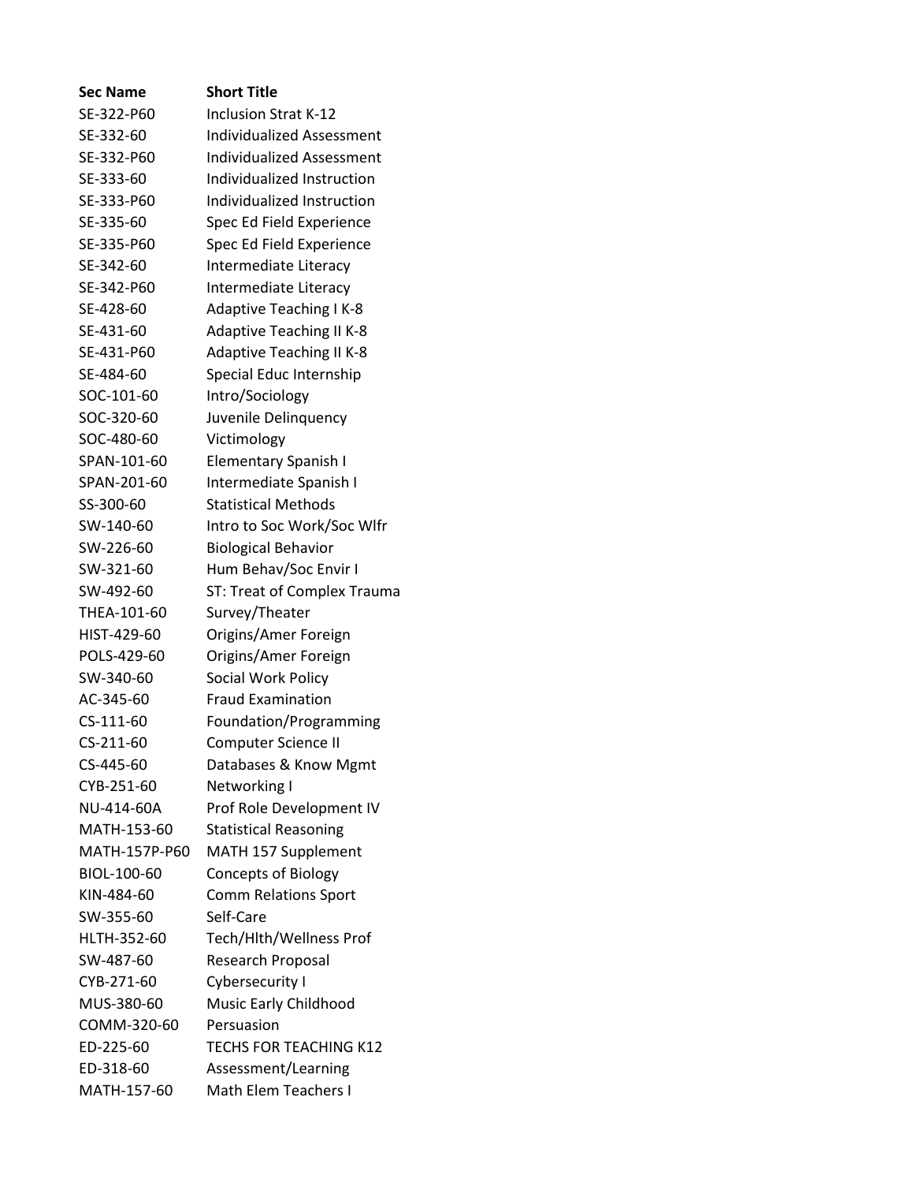| Sec Name | Short Title |
| --- | --- |
| SE-322-P60 | Inclusion Strat K-12 |
| SE-332-60 | Individualized Assessment |
| SE-332-P60 | Individualized Assessment |
| SE-333-60 | Individualized Instruction |
| SE-333-P60 | Individualized Instruction |
| SE-335-60 | Spec Ed Field Experience |
| SE-335-P60 | Spec Ed Field Experience |
| SE-342-60 | Intermediate Literacy |
| SE-342-P60 | Intermediate Literacy |
| SE-428-60 | Adaptive Teaching I K-8 |
| SE-431-60 | Adaptive Teaching II K-8 |
| SE-431-P60 | Adaptive Teaching II K-8 |
| SE-484-60 | Special Educ Internship |
| SOC-101-60 | Intro/Sociology |
| SOC-320-60 | Juvenile Delinquency |
| SOC-480-60 | Victimology |
| SPAN-101-60 | Elementary Spanish I |
| SPAN-201-60 | Intermediate Spanish I |
| SS-300-60 | Statistical Methods |
| SW-140-60 | Intro to Soc Work/Soc Wlfr |
| SW-226-60 | Biological Behavior |
| SW-321-60 | Hum Behav/Soc Envir I |
| SW-492-60 | ST: Treat of Complex Trauma |
| THEA-101-60 | Survey/Theater |
| HIST-429-60 | Origins/Amer Foreign |
| POLS-429-60 | Origins/Amer Foreign |
| SW-340-60 | Social Work Policy |
| AC-345-60 | Fraud Examination |
| CS-111-60 | Foundation/Programming |
| CS-211-60 | Computer Science II |
| CS-445-60 | Databases & Know Mgmt |
| CYB-251-60 | Networking I |
| NU-414-60A | Prof Role Development IV |
| MATH-153-60 | Statistical Reasoning |
| MATH-157P-P60 | MATH 157 Supplement |
| BIOL-100-60 | Concepts of Biology |
| KIN-484-60 | Comm Relations Sport |
| SW-355-60 | Self-Care |
| HLTH-352-60 | Tech/Hlth/Wellness Prof |
| SW-487-60 | Research Proposal |
| CYB-271-60 | Cybersecurity I |
| MUS-380-60 | Music Early Childhood |
| COMM-320-60 | Persuasion |
| ED-225-60 | TECHS FOR TEACHING K12 |
| ED-318-60 | Assessment/Learning |
| MATH-157-60 | Math Elem Teachers I |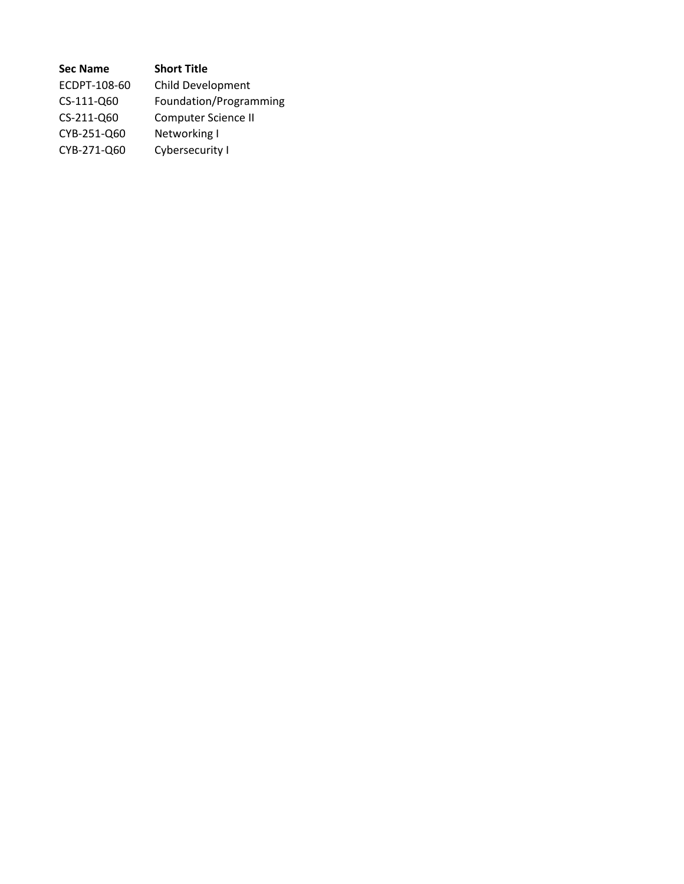| Sec Name | Short Title |
| --- | --- |
| ECDPT-108-60 | Child Development |
| CS-111-Q60 | Foundation/Programming |
| CS-211-Q60 | Computer Science II |
| CYB-251-Q60 | Networking I |
| CYB-271-Q60 | Cybersecurity I |